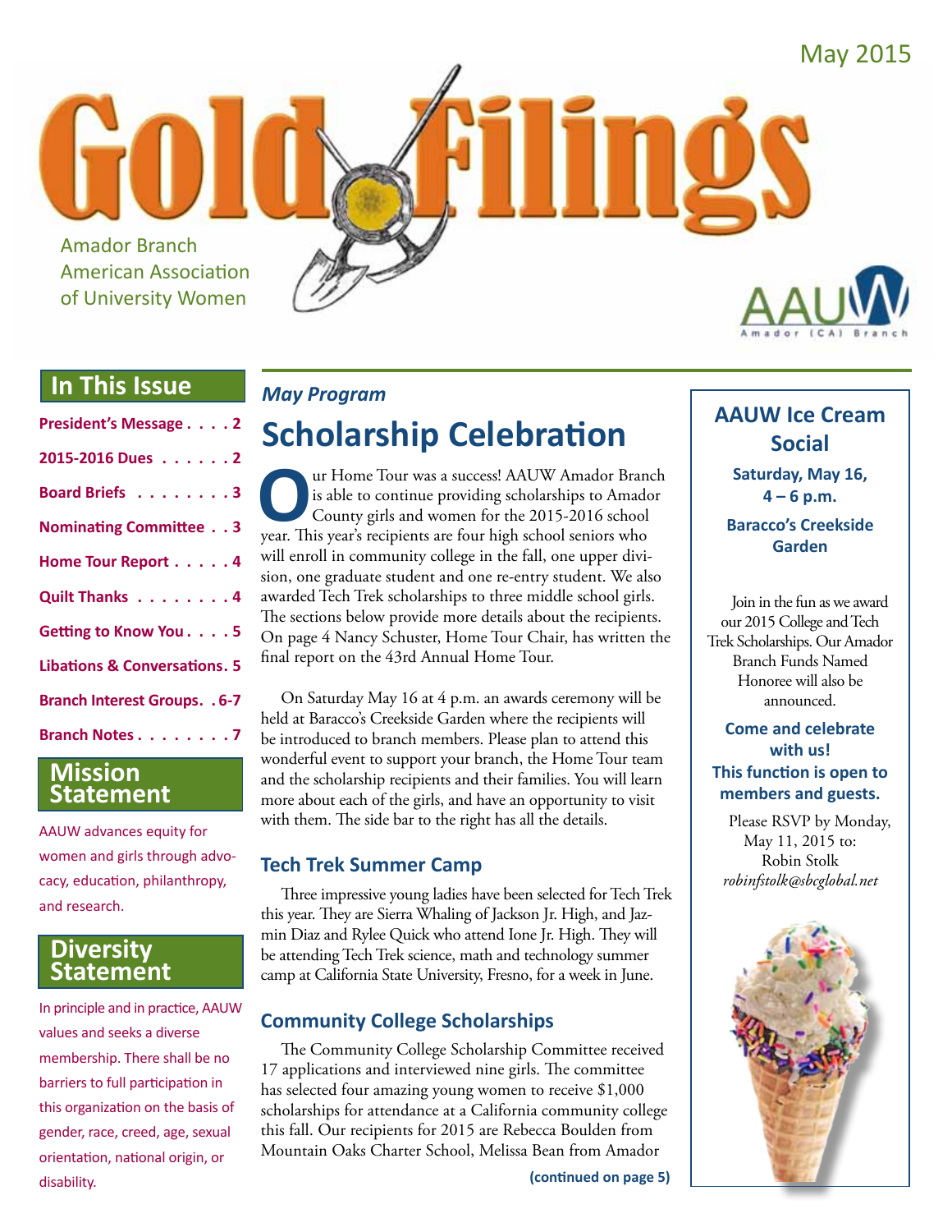May 2015

# Gold Filings

Amador Branch
American Association
of University Women

AAUW Amador (CA) Branch

## In This Issue

- President's Message . . . . 2
- 2015-2016 Dues . . . . . . 2
- Board Briefs . . . . . . . . 3
- Nominating Committee . . 3
- Home Tour Report . . . . . 4
- Quilt Thanks . . . . . . . . 4
- Getting to Know You . . . . 5
- Libations & Conversations. 5
- Branch Interest Groups. . 6-7
- Branch Notes . . . . . . . . 7

## Mission Statement

AAUW advances equity for women and girls through advocacy, education, philanthropy, and research.

## Diversity Statement

In principle and in practice, AAUW values and seeks a diverse membership. There shall be no barriers to full participation in this organization on the basis of gender, race, creed, age, sexual orientation, national origin, or disability.

*May Program*

# Scholarship Celebration

Our Home Tour was a success! AAUW Amador Branch is able to continue providing scholarships to Amador County girls and women for the 2015-2016 school year. This year's recipients are four high school seniors who will enroll in community college in the fall, one upper division, one graduate student and one re-entry student. We also awarded Tech Trek scholarships to three middle school girls. The sections below provide more details about the recipients. On page 4 Nancy Schuster, Home Tour Chair, has written the final report on the 43rd Annual Home Tour.

On Saturday May 16 at 4 p.m. an awards ceremony will be held at Baracco's Creekside Garden where the recipients will be introduced to branch members. Please plan to attend this wonderful event to support your branch, the Home Tour team and the scholarship recipients and their families. You will learn more about each of the girls, and have an opportunity to visit with them. The side bar to the right has all the details.

## Tech Trek Summer Camp

Three impressive young ladies have been selected for Tech Trek this year. They are Sierra Whaling of Jackson Jr. High, and Jazmin Diaz and Rylee Quick who attend Ione Jr. High. They will be attending Tech Trek science, math and technology summer camp at California State University, Fresno, for a week in June.

## Community College Scholarships

The Community College Scholarship Committee received 17 applications and interviewed nine girls. The committee has selected four amazing young women to receive $1,000 scholarships for attendance at a California community college this fall. Our recipients for 2015 are Rebecca Boulden from Mountain Oaks Charter School, Melissa Bean from Amador

**(continued on page 5)**

## AAUW Ice Cream Social

**Saturday, May 16, 4 – 6 p.m.**

**Baracco's Creekside Garden**

Join in the fun as we award our 2015 College and Tech Trek Scholarships. Our Amador Branch Funds Named Honoree will also be announced.

**Come and celebrate with us!**
**This function is open to members and guests.**

Please RSVP by Monday, May 11, 2015 to:
Robin Stolk
*robinfstolk@sbcglobal.net*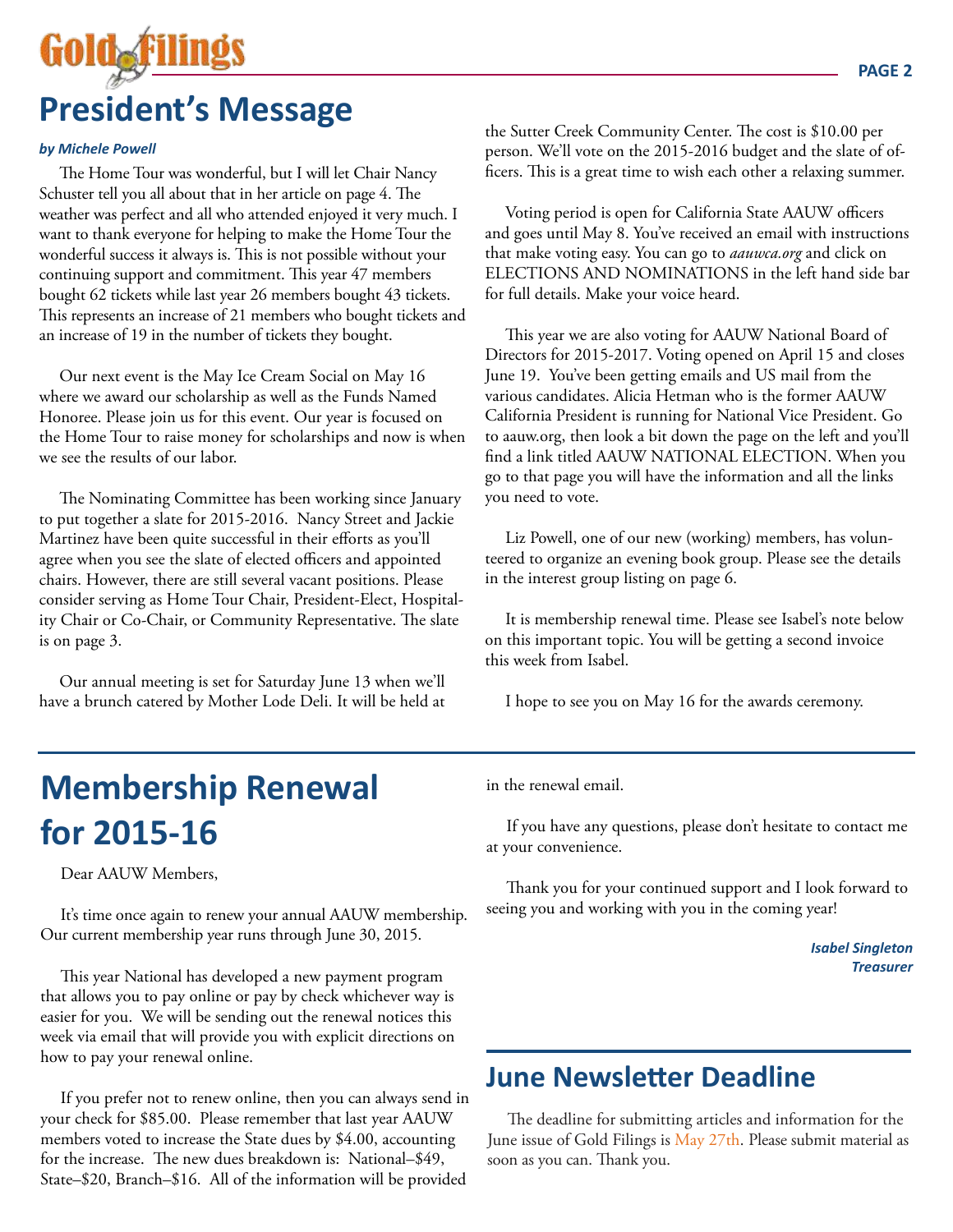# President's Message

***by Michele Powell***

The Home Tour was wonderful, but I will let Chair Nancy Schuster tell you all about that in her article on page 4. The weather was perfect and all who attended enjoyed it very much. I want to thank everyone for helping to make the Home Tour the wonderful success it always is. This is not possible without your continuing support and commitment. This year 47 members bought 62 tickets while last year 26 members bought 43 tickets. This represents an increase of 21 members who bought tickets and an increase of 19 in the number of tickets they bought.

Our next event is the May Ice Cream Social on May 16 where we award our scholarship as well as the Funds Named Honoree. Please join us for this event. Our year is focused on the Home Tour to raise money for scholarships and now is when we see the results of our labor.

The Nominating Committee has been working since January to put together a slate for 2015-2016. Nancy Street and Jackie Martinez have been quite successful in their efforts as you'll agree when you see the slate of elected officers and appointed chairs. However, there are still several vacant positions. Please consider serving as Home Tour Chair, President-Elect, Hospitality Chair or Co-Chair, or Community Representative. The slate is on page 3.

Our annual meeting is set for Saturday June 13 when we'll have a brunch catered by Mother Lode Deli. It will be held at the Sutter Creek Community Center. The cost is $10.00 per person. We'll vote on the 2015-2016 budget and the slate of officers. This is a great time to wish each other a relaxing summer.

Voting period is open for California State AAUW officers and goes until May 8. You've received an email with instructions that make voting easy. You can go to *aauwca.org* and click on ELECTIONS AND NOMINATIONS in the left hand side bar for full details. Make your voice heard.

This year we are also voting for AAUW National Board of Directors for 2015-2017. Voting opened on April 15 and closes June 19. You've been getting emails and US mail from the various candidates. Alicia Hetman who is the former AAUW California President is running for National Vice President. Go to aauw.org, then look a bit down the page on the left and you'll find a link titled AAUW NATIONAL ELECTION. When you go to that page you will have the information and all the links you need to vote.

Liz Powell, one of our new (working) members, has volunteered to organize an evening book group. Please see the details in the interest group listing on page 6.

It is membership renewal time. Please see Isabel's note below on this important topic. You will be getting a second invoice this week from Isabel.

I hope to see you on May 16 for the awards ceremony.

# Membership Renewal for 2015-16

Dear AAUW Members,

It's time once again to renew your annual AAUW membership. Our current membership year runs through June 30, 2015.

This year National has developed a new payment program that allows you to pay online or pay by check whichever way is easier for you. We will be sending out the renewal notices this week via email that will provide you with explicit directions on how to pay your renewal online.

If you prefer not to renew online, then you can always send in your check for $85.00. Please remember that last year AAUW members voted to increase the State dues by $4.00, accounting for the increase. The new dues breakdown is: National–$49, State–$20, Branch–$16. All of the information will be provided in the renewal email.

If you have any questions, please don't hesitate to contact me at your convenience.

Thank you for your continued support and I look forward to seeing you and working with you in the coming year!

***Isabel Singleton***
***Treasurer***

## June Newsletter Deadline

The deadline for submitting articles and information for the June issue of Gold Filings is May 27th. Please submit material as soon as you can. Thank you.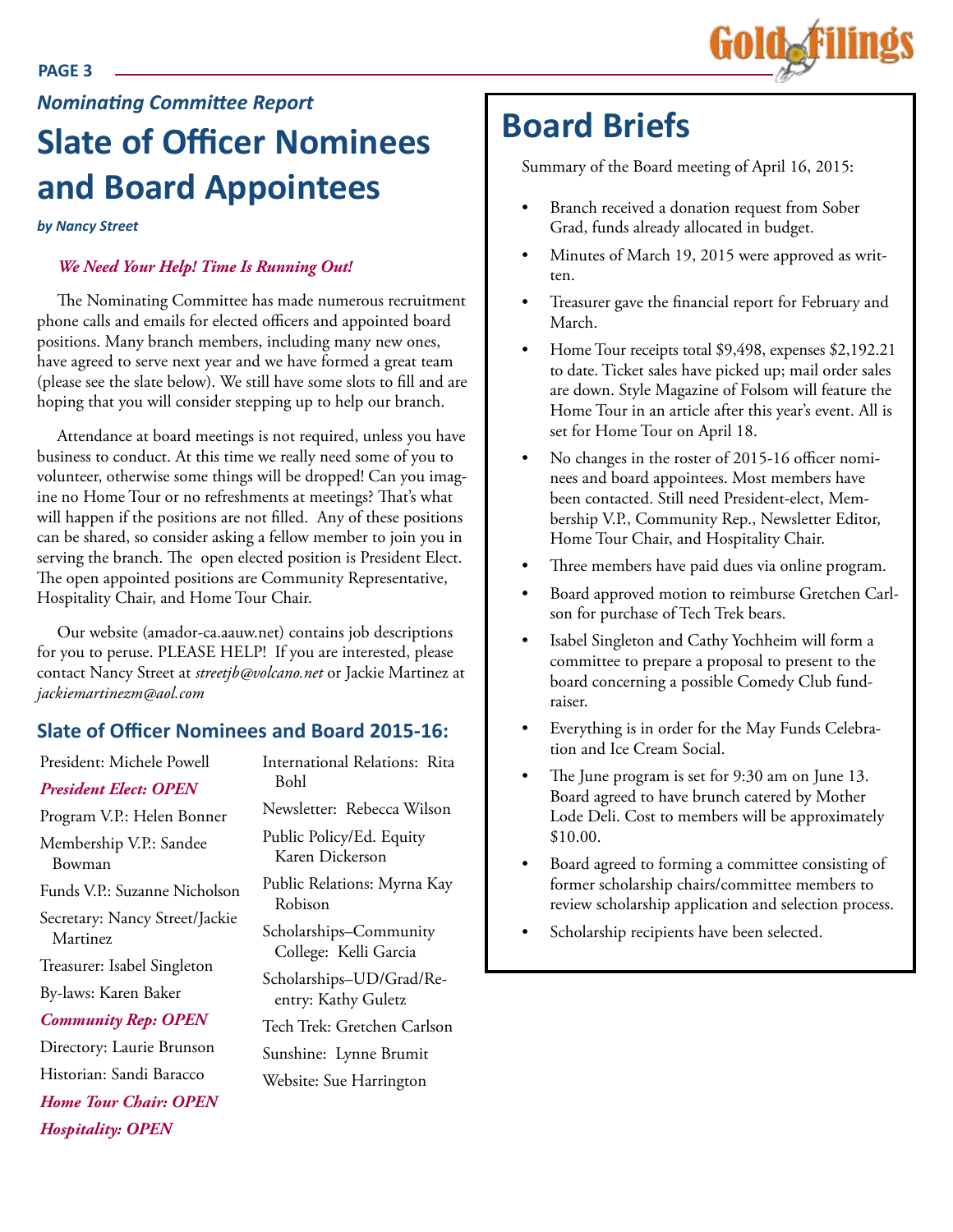*Nominating Committee Report*

# Slate of Officer Nominees and Board Appointees

***by Nancy Street***

***We Need Your Help! Time Is Running Out!***

The Nominating Committee has made numerous recruitment phone calls and emails for elected officers and appointed board positions. Many branch members, including many new ones, have agreed to serve next year and we have formed a great team (please see the slate below). We still have some slots to fill and are hoping that you will consider stepping up to help our branch.

Attendance at board meetings is not required, unless you have business to conduct. At this time we really need some of you to volunteer, otherwise some things will be dropped! Can you imagine no Home Tour or no refreshments at meetings? That's what will happen if the positions are not filled. Any of these positions can be shared, so consider asking a fellow member to join you in serving the branch. The open elected position is President Elect. The open appointed positions are Community Representative, Hospitality Chair, and Home Tour Chair.

Our website (amador-ca.aauw.net) contains job descriptions for you to peruse. PLEASE HELP! If you are interested, please contact Nancy Street at *streetjb@volcano.net* or Jackie Martinez at *jackiemartinezm@aol.com*

## Slate of Officer Nominees and Board 2015-16:

President: Michele Powell

***President Elect: OPEN***

Program V.P.: Helen Bonner

Membership V.P.: Sandee Bowman

Funds V.P.: Suzanne Nicholson

Secretary: Nancy Street/Jackie Martinez

Treasurer: Isabel Singleton

By-laws: Karen Baker

***Community Rep: OPEN***

Directory: Laurie Brunson

Historian: Sandi Baracco

***Home Tour Chair: OPEN***

***Hospitality: OPEN***

International Relations: Rita Bohl

Newsletter: Rebecca Wilson

Public Policy/Ed. Equity Karen Dickerson

Public Relations: Myrna Kay Robison

Scholarships–Community College: Kelli Garcia

Scholarships–UD/Grad/Re-entry: Kathy Guletz

Tech Trek: Gretchen Carlson

Sunshine: Lynne Brumit

Website: Sue Harrington

# Board Briefs

Summary of the Board meeting of April 16, 2015:

- Branch received a donation request from Sober Grad, funds already allocated in budget.
- Minutes of March 19, 2015 were approved as written.
- Treasurer gave the financial report for February and March.
- Home Tour receipts total $9,498, expenses $2,192.21 to date. Ticket sales have picked up; mail order sales are down. Style Magazine of Folsom will feature the Home Tour in an article after this year's event. All is set for Home Tour on April 18.
- No changes in the roster of 2015-16 officer nominees and board appointees. Most members have been contacted. Still need President-elect, Membership V.P., Community Rep., Newsletter Editor, Home Tour Chair, and Hospitality Chair.
- Three members have paid dues via online program.
- Board approved motion to reimburse Gretchen Carlson for purchase of Tech Trek bears.
- Isabel Singleton and Cathy Yochheim will form a committee to prepare a proposal to present to the board concerning a possible Comedy Club fundraiser.
- Everything is in order for the May Funds Celebration and Ice Cream Social.
- The June program is set for 9:30 am on June 13. Board agreed to have brunch catered by Mother Lode Deli. Cost to members will be approximately $10.00.
- Board agreed to forming a committee consisting of former scholarship chairs/committee members to review scholarship application and selection process.
- Scholarship recipients have been selected.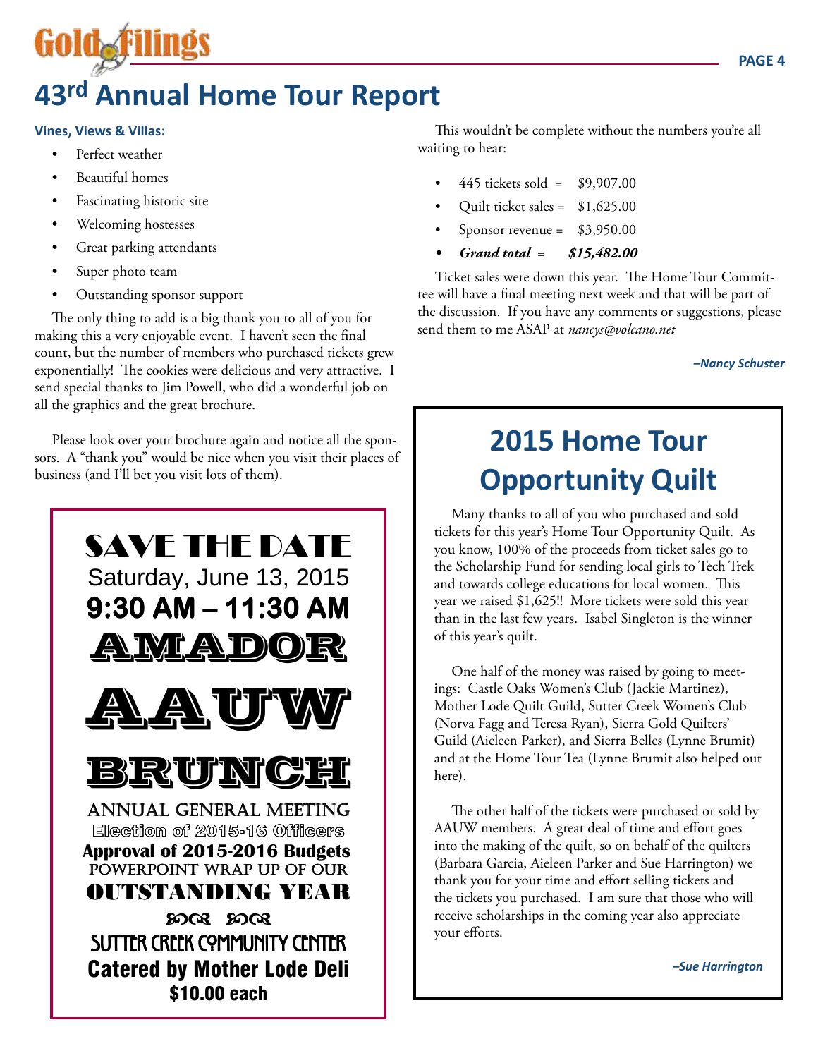# 43rd Annual Home Tour Report

**Vines, Views & Villas:**

- Perfect weather
- Beautiful homes
- Fascinating historic site
- Welcoming hostesses
- Great parking attendants
- Super photo team
- Outstanding sponsor support

The only thing to add is a big thank you to all of you for making this a very enjoyable event. I haven't seen the final count, but the number of members who purchased tickets grew exponentially! The cookies were delicious and very attractive. I send special thanks to Jim Powell, who did a wonderful job on all the graphics and the great brochure.

Please look over your brochure again and notice all the sponsors. A "thank you" would be nice when you visit their places of business (and I'll bet you visit lots of them).

This wouldn't be complete without the numbers you're all waiting to hear:

- 445 tickets sold = $9,907.00
- Quilt ticket sales = $1,625.00
- Sponsor revenue = $3,950.00
- ***Grand total = $15,482.00***

Ticket sales were down this year. The Home Tour Committee will have a final meeting next week and that will be part of the discussion. If you have any comments or suggestions, please send them to me ASAP at *nancys@volcano.net*

***–Nancy Schuster***

---

**SAVE THE DATE**

Saturday, June 13, 2015

**9:30 AM – 11:30 AM**

**AMADOR**

**AAUW**

**BRUNCH**

**ANNUAL GENERAL MEETING**

Election of 2015-16 Officers

**Approval of 2015-2016 Budgets**

POWERPOINT WRAP UP OF OUR

**OUTSTANDING YEAR**

SUTTER CREEK COMMUNITY CENTER

**Catered by Mother Lode Deli**

**$10.00 each**

---

## 2015 Home Tour Opportunity Quilt

Many thanks to all of you who purchased and sold tickets for this year's Home Tour Opportunity Quilt. As you know, 100% of the proceeds from ticket sales go to the Scholarship Fund for sending local girls to Tech Trek and towards college educations for local women. This year we raised $1,625!! More tickets were sold this year than in the last few years. Isabel Singleton is the winner of this year's quilt.

One half of the money was raised by going to meetings: Castle Oaks Women's Club (Jackie Martinez), Mother Lode Quilt Guild, Sutter Creek Women's Club (Norva Fagg and Teresa Ryan), Sierra Gold Quilters' Guild (Aieleen Parker), and Sierra Belles (Lynne Brumit) and at the Home Tour Tea (Lynne Brumit also helped out here).

The other half of the tickets were purchased or sold by AAUW members. A great deal of time and effort goes into the making of the quilt, so on behalf of the quilters (Barbara Garcia, Aieleen Parker and Sue Harrington) we thank you for your time and effort selling tickets and the tickets you purchased. I am sure that those who will receive scholarships in the coming year also appreciate your efforts.

***–Sue Harrington***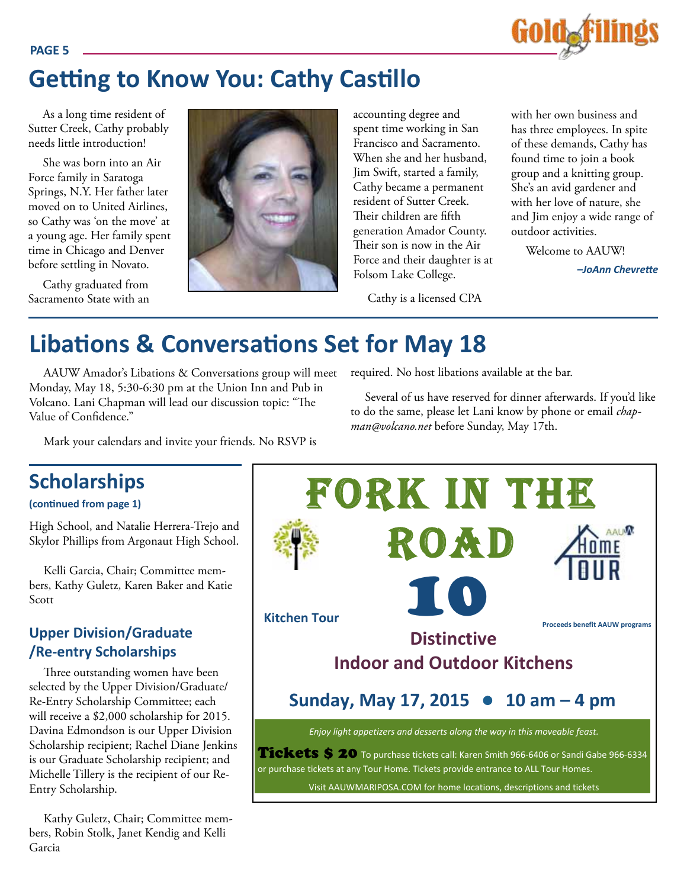## Getting to Know You: Cathy Castillo

As a long time resident of Sutter Creek, Cathy probably needs little introduction!

She was born into an Air Force family in Saratoga Springs, N.Y. Her father later moved on to United Airlines, so Cathy was 'on the move' at a young age. Her family spent time in Chicago and Denver before settling in Novato.

Cathy graduated from Sacramento State with an accounting degree and spent time working in San Francisco and Sacramento. When she and her husband, Jim Swift, started a family, Cathy became a permanent resident of Sutter Creek. Their children are fifth generation Amador County. Their son is now in the Air Force and their daughter is at Folsom Lake College.

Cathy is a licensed CPA with her own business and has three employees. In spite of these demands, Cathy has found time to join a book group and a knitting group. She's an avid gardener and with her love of nature, she and Jim enjoy a wide range of outdoor activities.

Welcome to AAUW!

*–JoAnn Chevrette*

## Libations & Conversations Set for May 18

AAUW Amador's Libations & Conversations group will meet Monday, May 18, 5:30-6:30 pm at the Union Inn and Pub in Volcano. Lani Chapman will lead our discussion topic: "The Value of Confidence."

Mark your calendars and invite your friends. No RSVP is required. No host libations available at the bar.

Several of us have reserved for dinner afterwards. If you'd like to do the same, please let Lani know by phone or email *chapman@volcano.net* before Sunday, May 17th.

## Scholarships

**(continued from page 1)**

High School, and Natalie Herrera-Trejo and Skylor Phillips from Argonaut High School.

Kelli Garcia, Chair; Committee members, Kathy Guletz, Karen Baker and Katie Scott

### Upper Division/Graduate /Re-entry Scholarships

Three outstanding women have been selected by the Upper Division/Graduate/Re-Entry Scholarship Committee; each will receive a $2,000 scholarship for 2015. Davina Edmondson is our Upper Division Scholarship recipient; Rachel Diane Jenkins is our Graduate Scholarship recipient; and Michelle Tillery is the recipient of our Re-Entry Scholarship.

Kathy Guletz, Chair; Committee members, Robin Stolk, Janet Kendig and Kelli Garcia

## Fork in the Road 10

AAUW Home Tour

**Kitchen Tour**

**Proceeds benefit AAUW programs**

**Distinctive Indoor and Outdoor Kitchens**

**Sunday, May 17, 2015 • 10 am – 4 pm**

*Enjoy light appetizers and desserts along the way in this moveable feast.*

**Tickets $ 20** To purchase tickets call: Karen Smith 966-6406 or Sandi Gabe 966-6334 or purchase tickets at any Tour Home. Tickets provide entrance to ALL Tour Homes.

Visit AAUWMARIPOSA.COM for home locations, descriptions and tickets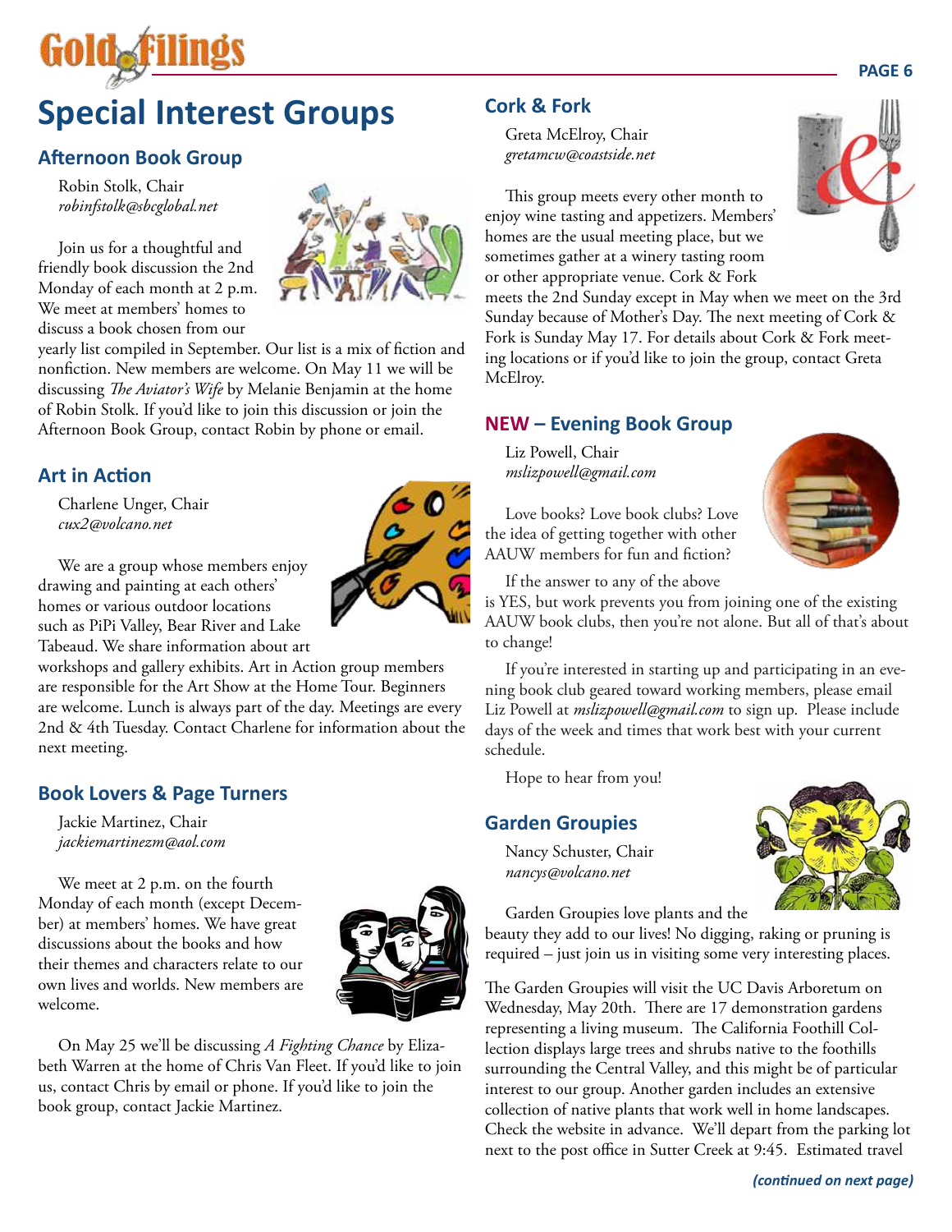# Special Interest Groups

## Afternoon Book Group

Robin Stolk, Chair
*robinfstolk@sbcglobal.net*

Join us for a thoughtful and friendly book discussion the 2nd Monday of each month at 2 p.m. We meet at members' homes to discuss a book chosen from our yearly list compiled in September. Our list is a mix of fiction and nonfiction. New members are welcome. On May 11 we will be discussing *The Aviator's Wife* by Melanie Benjamin at the home of Robin Stolk. If you'd like to join this discussion or join the Afternoon Book Group, contact Robin by phone or email.

## Art in Action

Charlene Unger, Chair
*cux2@volcano.net*

We are a group whose members enjoy drawing and painting at each others' homes or various outdoor locations such as PiPi Valley, Bear River and Lake Tabeaud. We share information about art workshops and gallery exhibits. Art in Action group members are responsible for the Art Show at the Home Tour. Beginners are welcome. Lunch is always part of the day. Meetings are every 2nd & 4th Tuesday. Contact Charlene for information about the next meeting.

## Book Lovers & Page Turners

Jackie Martinez, Chair
*jackiemartinezm@aol.com*

We meet at 2 p.m. on the fourth Monday of each month (except December) at members' homes. We have great discussions about the books and how their themes and characters relate to our own lives and worlds. New members are welcome.

On May 25 we'll be discussing *A Fighting Chance* by Elizabeth Warren at the home of Chris Van Fleet. If you'd like to join us, contact Chris by email or phone. If you'd like to join the book group, contact Jackie Martinez.

## Cork & Fork

Greta McElroy, Chair
*gretamcw@coastside.net*

This group meets every other month to enjoy wine tasting and appetizers. Members' homes are the usual meeting place, but we sometimes gather at a winery tasting room or other appropriate venue. Cork & Fork meets the 2nd Sunday except in May when we meet on the 3rd Sunday because of Mother's Day. The next meeting of Cork & Fork is Sunday May 17. For details about Cork & Fork meeting locations or if you'd like to join the group, contact Greta McElroy.

## NEW – Evening Book Group

Liz Powell, Chair
*mslizpowell@gmail.com*

Love books? Love book clubs? Love the idea of getting together with other AAUW members for fun and fiction?

If the answer to any of the above is YES, but work prevents you from joining one of the existing AAUW book clubs, then you're not alone. But all of that's about to change!

If you're interested in starting up and participating in an evening book club geared toward working members, please email Liz Powell at *mslizpowell@gmail.com* to sign up. Please include days of the week and times that work best with your current schedule.

Hope to hear from you!

## Garden Groupies

Nancy Schuster, Chair
*nancys@volcano.net*

Garden Groupies love plants and the beauty they add to our lives! No digging, raking or pruning is required – just join us in visiting some very interesting places.

The Garden Groupies will visit the UC Davis Arboretum on Wednesday, May 20th. There are 17 demonstration gardens representing a living museum. The California Foothill Collection displays large trees and shrubs native to the foothills surrounding the Central Valley, and this might be of particular interest to our group. Another garden includes an extensive collection of native plants that work well in home landscapes. Check the website in advance. We'll depart from the parking lot next to the post office in Sutter Creek at 9:45. Estimated travel

***(continued on next page)***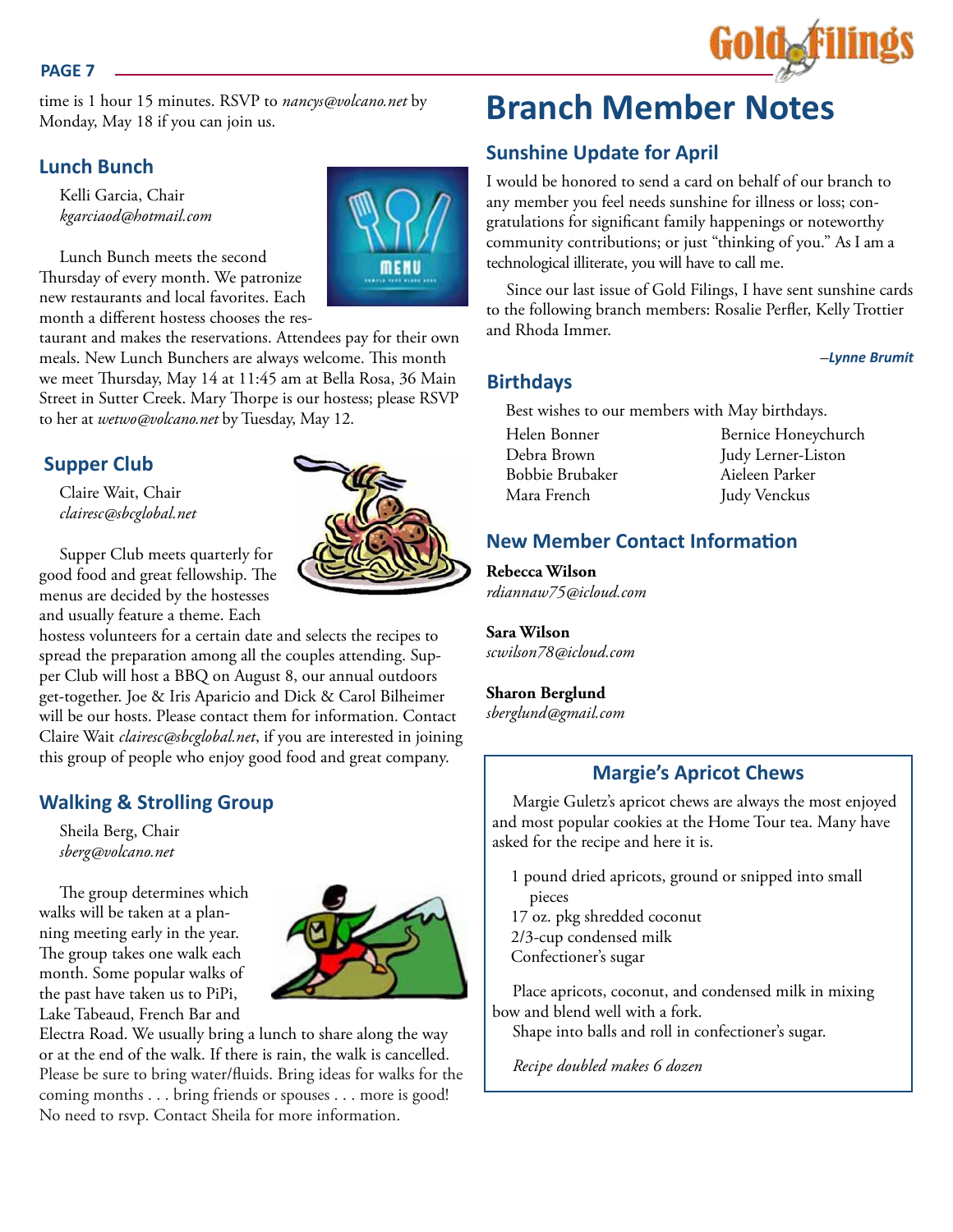time is 1 hour 15 minutes. RSVP to *nancys@volcano.net* by Monday, May 18 if you can join us.

## Lunch Bunch

Kelli Garcia, Chair
*kgarciaod@hotmail.com*

Lunch Bunch meets the second Thursday of every month. We patronize new restaurants and local favorites. Each month a different hostess chooses the restaurant and makes the reservations. Attendees pay for their own meals. New Lunch Bunchers are always welcome. This month we meet Thursday, May 14 at 11:45 am at Bella Rosa, 36 Main Street in Sutter Creek. Mary Thorpe is our hostess; please RSVP to her at *wetwo@volcano.net* by Tuesday, May 12.

## Supper Club

Claire Wait, Chair
*clairesc@sbcglobal.net*

Supper Club meets quarterly for good food and great fellowship. The menus are decided by the hostesses and usually feature a theme. Each hostess volunteers for a certain date and selects the recipes to spread the preparation among all the couples attending. Supper Club will host a BBQ on August 8, our annual outdoors get-together. Joe & Iris Aparicio and Dick & Carol Bilheimer will be our hosts. Please contact them for information. Contact Claire Wait *clairesc@sbcglobal.net*, if you are interested in joining this group of people who enjoy good food and great company.

## Walking & Strolling Group

Sheila Berg, Chair
*sberg@volcano.net*

The group determines which walks will be taken at a planning meeting early in the year. The group takes one walk each month. Some popular walks of the past have taken us to PiPi, Lake Tabeaud, French Bar and Electra Road. We usually bring a lunch to share along the way or at the end of the walk. If there is rain, the walk is cancelled. Please be sure to bring water/fluids. Bring ideas for walks for the coming months . . . bring friends or spouses . . . more is good! No need to rsvp. Contact Sheila for more information.

# Branch Member Notes

## Sunshine Update for April

I would be honored to send a card on behalf of our branch to any member you feel needs sunshine for illness or loss; congratulations for significant family happenings or noteworthy community contributions; or just "thinking of you." As I am a technological illiterate, you will have to call me.

Since our last issue of Gold Filings, I have sent sunshine cards to the following branch members: Rosalie Perfler, Kelly Trottier and Rhoda Immer.

*–Lynne Brumit*

## Birthdays

Best wishes to our members with May birthdays.

Helen Bonner
Debra Brown
Bobbie Brubaker
Mara French
Bernice Honeychurch
Judy Lerner-Liston
Aieleen Parker
Judy Venckus

## New Member Contact Information

**Rebecca Wilson**
*rdiannaw75@icloud.com*

**Sara Wilson**
*scwilson78@icloud.com*

**Sharon Berglund**
*sberglund@gmail.com*

## Margie's Apricot Chews

Margie Guletz's apricot chews are always the most enjoyed and most popular cookies at the Home Tour tea. Many have asked for the recipe and here it is.

1 pound dried apricots, ground or snipped into small pieces
17 oz. pkg shredded coconut
2/3-cup condensed milk
Confectioner's sugar

Place apricots, coconut, and condensed milk in mixing bow and blend well with a fork.

Shape into balls and roll in confectioner's sugar.

*Recipe doubled makes 6 dozen*